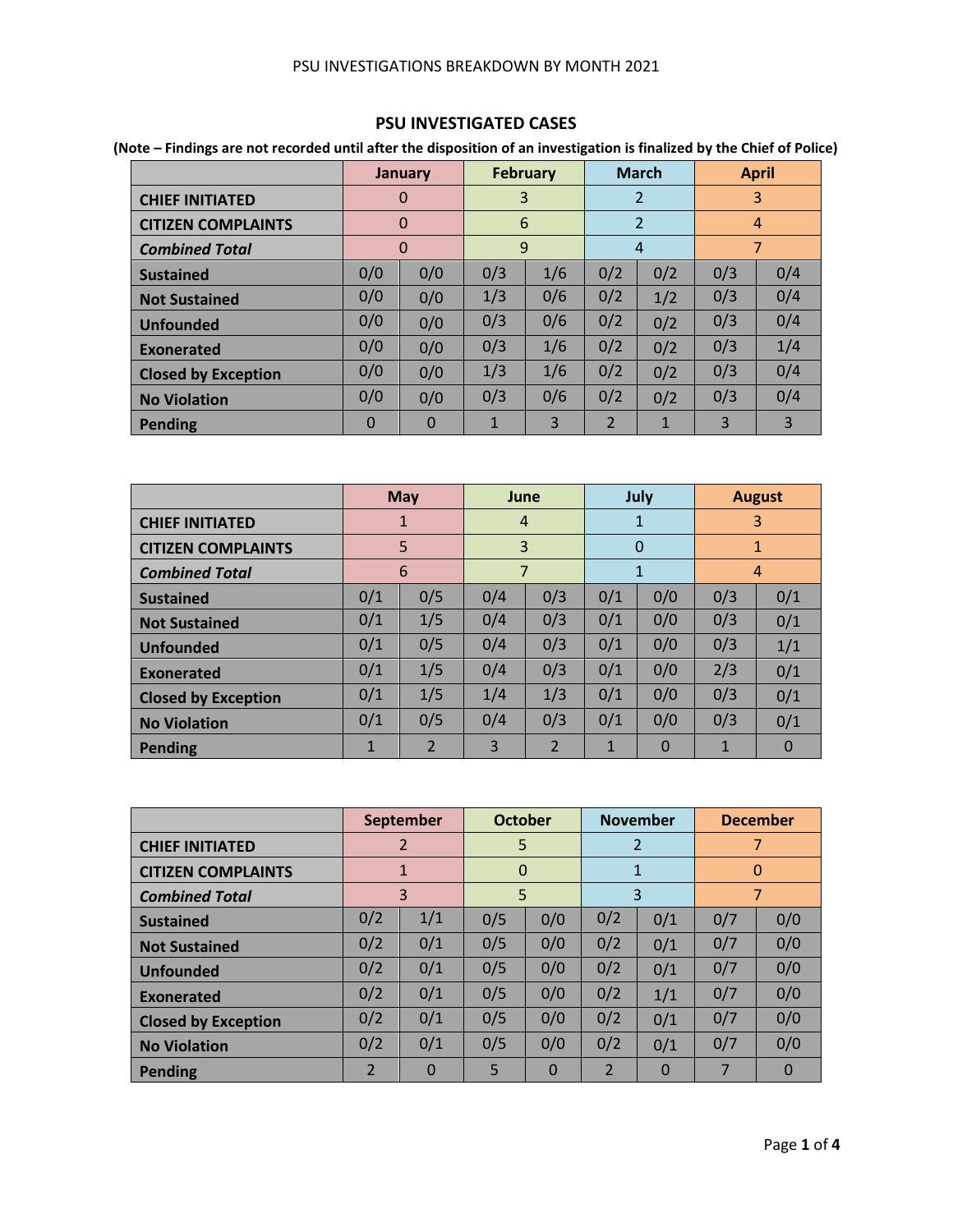PSU INVESTIGATIONS BREAKDOWN BY MONTH 2021

## PSU INVESTIGATED CASES

**(Note – Findings are not recorded until after the disposition of an investigation is finalized by the Chief of Police)**

| | January | | February | | March | | April | |
|---|---|---|---|---|---|---|---|---|
| **CHIEF INITIATED** | 0 | | 3 | | 2 | | 3 | |
| **CITIZEN COMPLAINTS** | 0 | | 6 | | 2 | | 4 | |
| ***Combined Total*** | 0 | | 9 | | 4 | | 7 | |
| **Sustained** | 0/0 | 0/0 | 0/3 | 1/6 | 0/2 | 0/2 | 0/3 | 0/4 |
| **Not Sustained** | 0/0 | 0/0 | 1/3 | 0/6 | 0/2 | 1/2 | 0/3 | 0/4 |
| **Unfounded** | 0/0 | 0/0 | 0/3 | 0/6 | 0/2 | 0/2 | 0/3 | 0/4 |
| **Exonerated** | 0/0 | 0/0 | 0/3 | 1/6 | 0/2 | 0/2 | 0/3 | 1/4 |
| **Closed by Exception** | 0/0 | 0/0 | 1/3 | 1/6 | 0/2 | 0/2 | 0/3 | 0/4 |
| **No Violation** | 0/0 | 0/0 | 0/3 | 0/6 | 0/2 | 0/2 | 0/3 | 0/4 |
| **Pending** | 0 | 0 | 1 | 3 | 2 | 1 | 3 | 3 |

| | May | | June | | July | | August | |
|---|---|---|---|---|---|---|---|---|
| **CHIEF INITIATED** | 1 | | 4 | | 1 | | 3 | |
| **CITIZEN COMPLAINTS** | 5 | | 3 | | 0 | | 1 | |
| ***Combined Total*** | 6 | | 7 | | 1 | | 4 | |
| **Sustained** | 0/1 | 0/5 | 0/4 | 0/3 | 0/1 | 0/0 | 0/3 | 0/1 |
| **Not Sustained** | 0/1 | 1/5 | 0/4 | 0/3 | 0/1 | 0/0 | 0/3 | 0/1 |
| **Unfounded** | 0/1 | 0/5 | 0/4 | 0/3 | 0/1 | 0/0 | 0/3 | 1/1 |
| **Exonerated** | 0/1 | 1/5 | 0/4 | 0/3 | 0/1 | 0/0 | 2/3 | 0/1 |
| **Closed by Exception** | 0/1 | 1/5 | 1/4 | 1/3 | 0/1 | 0/0 | 0/3 | 0/1 |
| **No Violation** | 0/1 | 0/5 | 0/4 | 0/3 | 0/1 | 0/0 | 0/3 | 0/1 |
| **Pending** | 1 | 2 | 3 | 2 | 1 | 0 | 1 | 0 |

| | September | | October | | November | | December | |
|---|---|---|---|---|---|---|---|---|
| **CHIEF INITIATED** | 2 | | 5 | | 2 | | 7 | |
| **CITIZEN COMPLAINTS** | 1 | | 0 | | 1 | | 0 | |
| ***Combined Total*** | 3 | | 5 | | 3 | | 7 | |
| **Sustained** | 0/2 | 1/1 | 0/5 | 0/0 | 0/2 | 0/1 | 0/7 | 0/0 |
| **Not Sustained** | 0/2 | 0/1 | 0/5 | 0/0 | 0/2 | 0/1 | 0/7 | 0/0 |
| **Unfounded** | 0/2 | 0/1 | 0/5 | 0/0 | 0/2 | 0/1 | 0/7 | 0/0 |
| **Exonerated** | 0/2 | 0/1 | 0/5 | 0/0 | 0/2 | 1/1 | 0/7 | 0/0 |
| **Closed by Exception** | 0/2 | 0/1 | 0/5 | 0/0 | 0/2 | 0/1 | 0/7 | 0/0 |
| **No Violation** | 0/2 | 0/1 | 0/5 | 0/0 | 0/2 | 0/1 | 0/7 | 0/0 |
| **Pending** | 2 | 0 | 5 | 0 | 2 | 0 | 7 | 0 |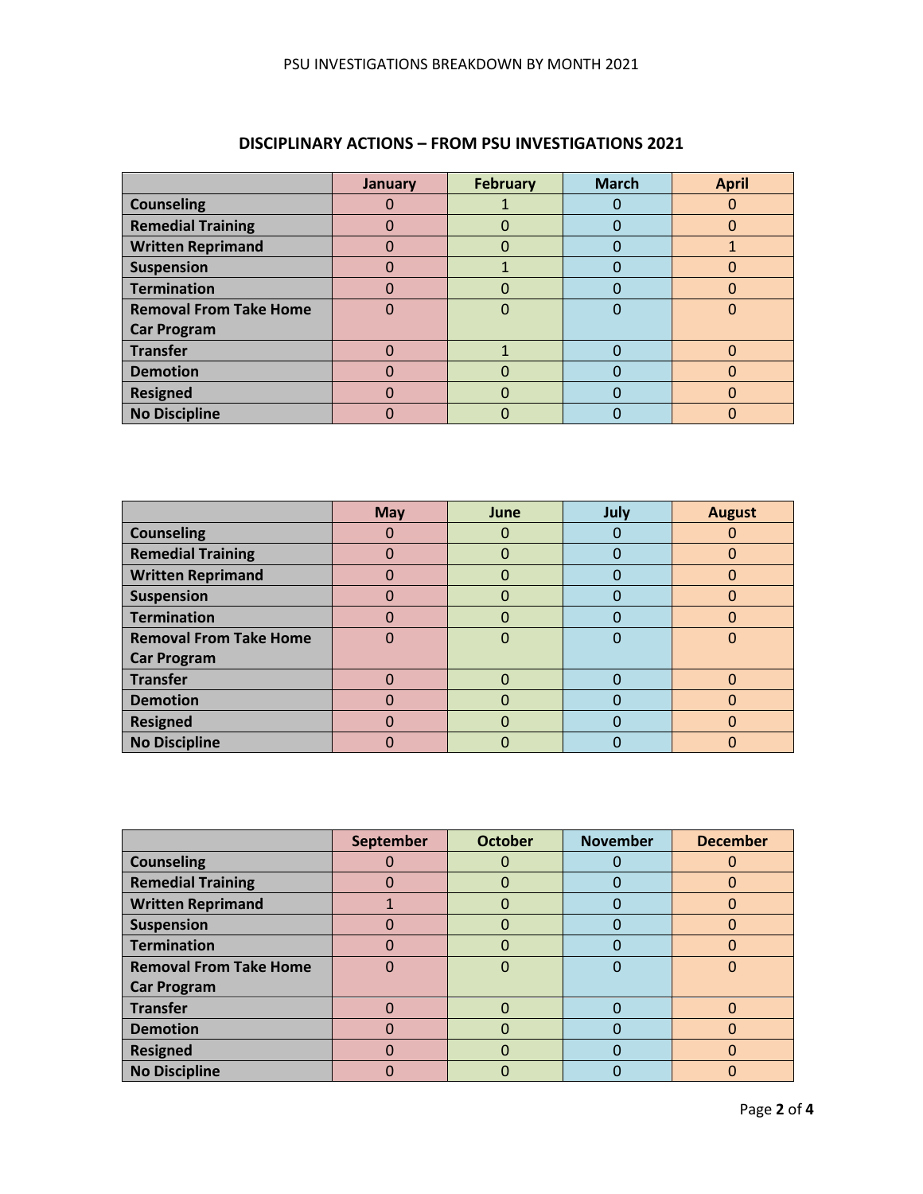## DISCIPLINARY ACTIONS – FROM PSU INVESTIGATIONS 2021

| | January | February | March | April |
|---|---|---|---|---|
| **Counseling** | 0 | 1 | 0 | 0 |
| **Remedial Training** | 0 | 0 | 0 | 0 |
| **Written Reprimand** | 0 | 0 | 0 | 1 |
| **Suspension** | 0 | 1 | 0 | 0 |
| **Termination** | 0 | 0 | 0 | 0 |
| **Removal From Take Home Car Program** | 0 | 0 | 0 | 0 |
| **Transfer** | 0 | 1 | 0 | 0 |
| **Demotion** | 0 | 0 | 0 | 0 |
| **Resigned** | 0 | 0 | 0 | 0 |
| **No Discipline** | 0 | 0 | 0 | 0 |

| | May | June | July | August |
|---|---|---|---|---|
| **Counseling** | 0 | 0 | 0 | 0 |
| **Remedial Training** | 0 | 0 | 0 | 0 |
| **Written Reprimand** | 0 | 0 | 0 | 0 |
| **Suspension** | 0 | 0 | 0 | 0 |
| **Termination** | 0 | 0 | 0 | 0 |
| **Removal From Take Home Car Program** | 0 | 0 | 0 | 0 |
| **Transfer** | 0 | 0 | 0 | 0 |
| **Demotion** | 0 | 0 | 0 | 0 |
| **Resigned** | 0 | 0 | 0 | 0 |
| **No Discipline** | 0 | 0 | 0 | 0 |

| | September | October | November | December |
|---|---|---|---|---|
| **Counseling** | 0 | 0 | 0 | 0 |
| **Remedial Training** | 0 | 0 | 0 | 0 |
| **Written Reprimand** | 1 | 0 | 0 | 0 |
| **Suspension** | 0 | 0 | 0 | 0 |
| **Termination** | 0 | 0 | 0 | 0 |
| **Removal From Take Home Car Program** | 0 | 0 | 0 | 0 |
| **Transfer** | 0 | 0 | 0 | 0 |
| **Demotion** | 0 | 0 | 0 | 0 |
| **Resigned** | 0 | 0 | 0 | 0 |
| **No Discipline** | 0 | 0 | 0 | 0 |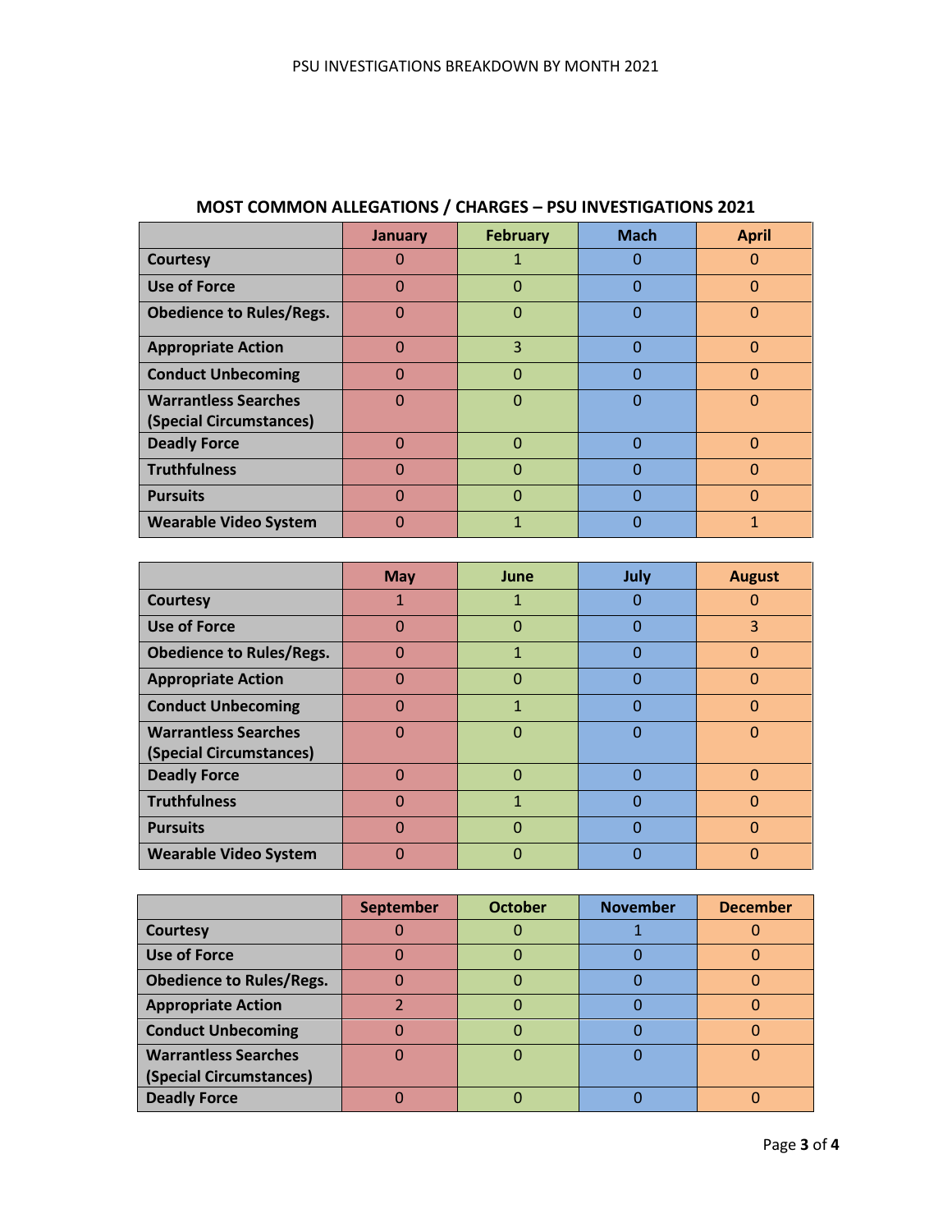## MOST COMMON ALLEGATIONS / CHARGES – PSU INVESTIGATIONS 2021

| | January | February | Mach | April |
|---|---|---|---|---|
| Courtesy | 0 | 1 | 0 | 0 |
| Use of Force | 0 | 0 | 0 | 0 |
| Obedience to Rules/Regs. | 0 | 0 | 0 | 0 |
| Appropriate Action | 0 | 3 | 0 | 0 |
| Conduct Unbecoming | 0 | 0 | 0 | 0 |
| Warrantless Searches (Special Circumstances) | 0 | 0 | 0 | 0 |
| Deadly Force | 0 | 0 | 0 | 0 |
| Truthfulness | 0 | 0 | 0 | 0 |
| Pursuits | 0 | 0 | 0 | 0 |
| Wearable Video System | 0 | 1 | 0 | 1 |

| | May | June | July | August |
|---|---|---|---|---|
| Courtesy | 1 | 1 | 0 | 0 |
| Use of Force | 0 | 0 | 0 | 3 |
| Obedience to Rules/Regs. | 0 | 1 | 0 | 0 |
| Appropriate Action | 0 | 0 | 0 | 0 |
| Conduct Unbecoming | 0 | 1 | 0 | 0 |
| Warrantless Searches (Special Circumstances) | 0 | 0 | 0 | 0 |
| Deadly Force | 0 | 0 | 0 | 0 |
| Truthfulness | 0 | 1 | 0 | 0 |
| Pursuits | 0 | 0 | 0 | 0 |
| Wearable Video System | 0 | 0 | 0 | 0 |

| | September | October | November | December |
|---|---|---|---|---|
| Courtesy | 0 | 0 | 1 | 0 |
| Use of Force | 0 | 0 | 0 | 0 |
| Obedience to Rules/Regs. | 0 | 0 | 0 | 0 |
| Appropriate Action | 2 | 0 | 0 | 0 |
| Conduct Unbecoming | 0 | 0 | 0 | 0 |
| Warrantless Searches (Special Circumstances) | 0 | 0 | 0 | 0 |
| Deadly Force | 0 | 0 | 0 | 0 |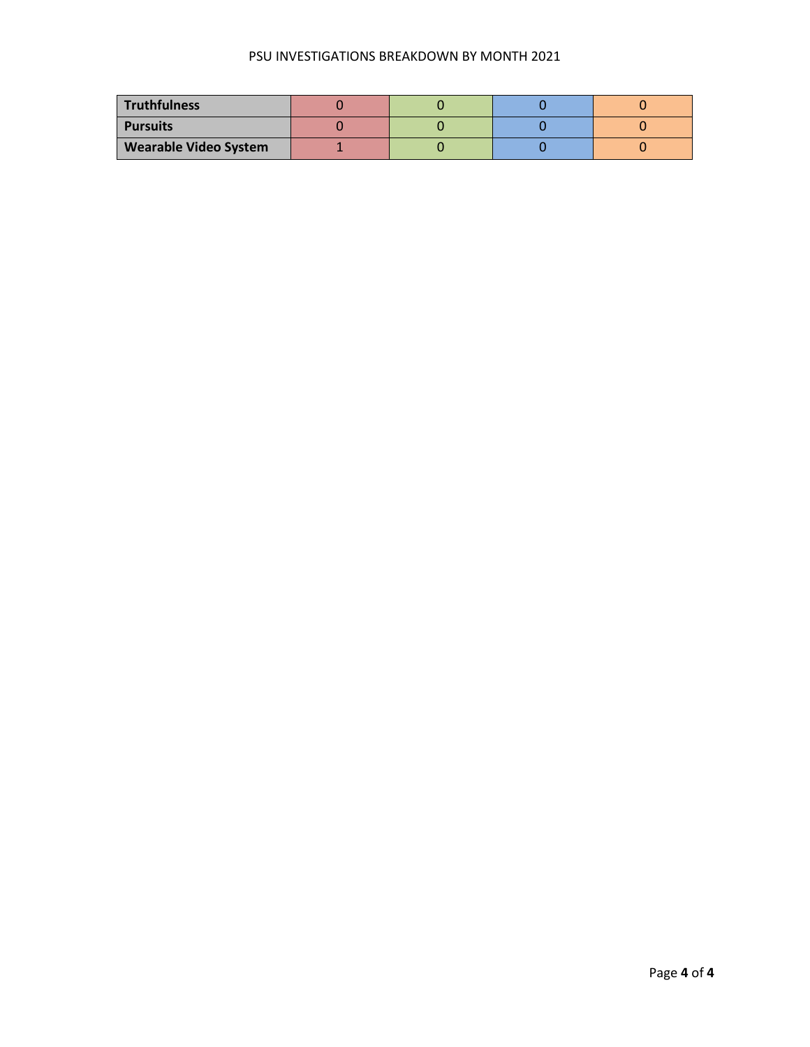| | | | | |
|---|---|---|---|---|
| **Truthfulness** | 0 | 0 | 0 | 0 |
| **Pursuits** | 0 | 0 | 0 | 0 |
| **Wearable Video System** | 1 | 0 | 0 | 0 |